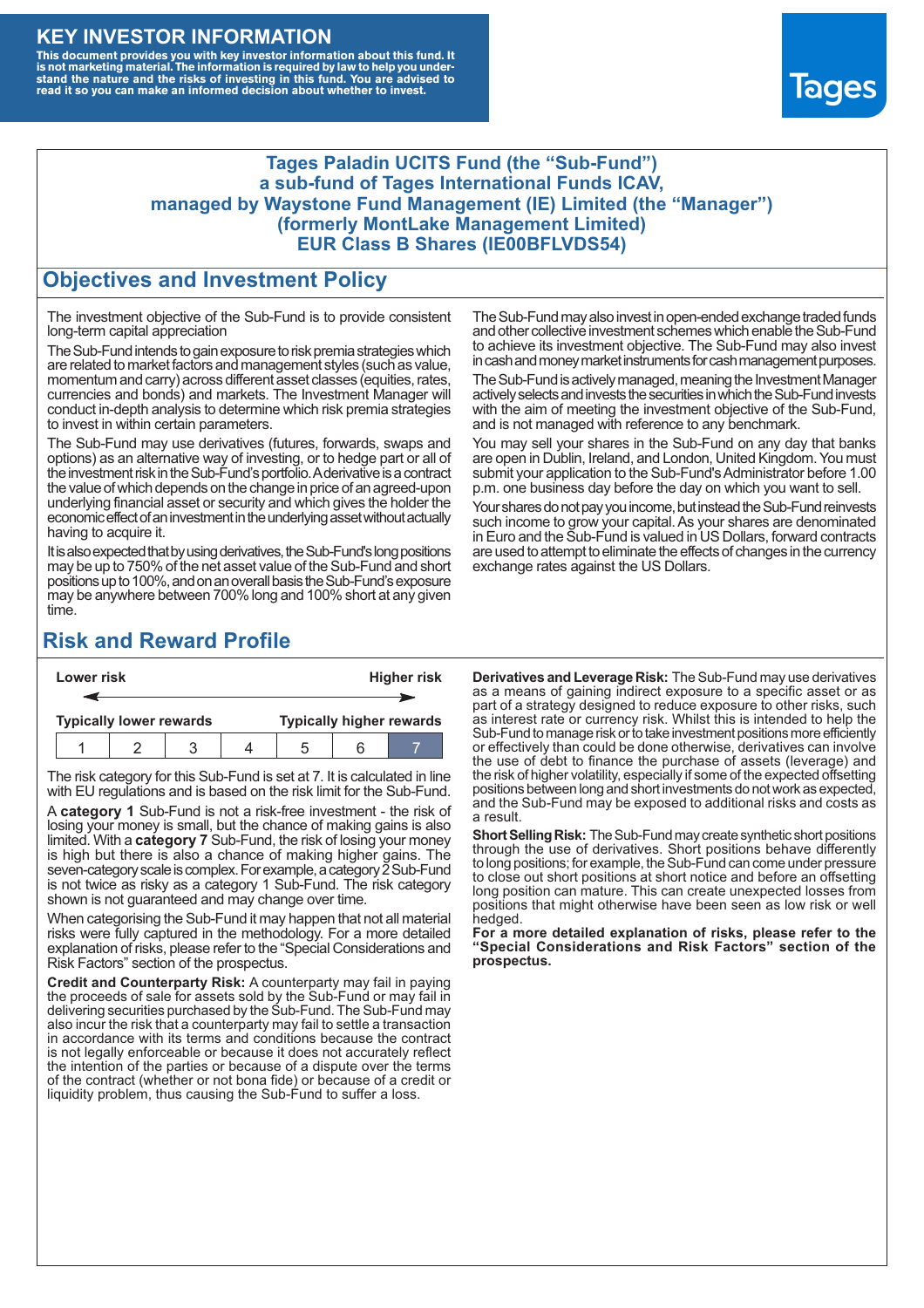# KEY INVESTOR INFORMATION

**This document provides you with key investor information about this fund. It is not marketing material. The information is required by law to help you understand the nature and the risks of investing in this fund. You are advised to read it so you can make an informed decision about whether to invest.**

Tages

**Tages Paladin UCITS Fund (the "Sub-Fund")**
**a sub-fund of Tages International Funds ICAV,**
**managed by Waystone Fund Management (IE) Limited (the "Manager")**
**(formerly MontLake Management Limited)**
**EUR Class B Shares (IE00BFLVDS54)**

## Objectives and Investment Policy

The investment objective of the Sub-Fund is to provide consistent long-term capital appreciation

The Sub-Fund intends to gain exposure to risk premia strategies which are related to market factors and management styles (such as value, momentum and carry) across different asset classes (equities, rates, currencies and bonds) and markets. The Investment Manager will conduct in-depth analysis to determine which risk premia strategies to invest in within certain parameters.

The Sub-Fund may use derivatives (futures, forwards, swaps and options) as an alternative way of investing, or to hedge part or all of the investment risk in the Sub-Fund's portfolio. A derivative is a contract the value of which depends on the change in price of an agreed-upon underlying financial asset or security and which gives the holder the economic effect of an investment in the underlying asset without actually having to acquire it.

It is also expected that by using derivatives, the Sub-Fund's long positions may be up to 750% of the net asset value of the Sub-Fund and short positions up to 100%, and on an overall basis the Sub-Fund's exposure may be anywhere between 700% long and 100% short at any given time.

The Sub-Fund may also invest in open-ended exchange traded funds and other collective investment schemes which enable the Sub-Fund to achieve its investment objective. The Sub-Fund may also invest in cash and money market instruments for cash management purposes.

The Sub-Fund is actively managed, meaning the Investment Manager actively selects and invests the securities in which the Sub-Fund invests with the aim of meeting the investment objective of the Sub-Fund, and is not managed with reference to any benchmark.

You may sell your shares in the Sub-Fund on any day that banks are open in Dublin, Ireland, and London, United Kingdom. You must submit your application to the Sub-Fund's Administrator before 1.00 p.m. one business day before the day on which you want to sell.

Your shares do not pay you income, but instead the Sub-Fund reinvests such income to grow your capital. As your shares are denominated in Euro and the Sub-Fund is valued in US Dollars, forward contracts are used to attempt to eliminate the effects of changes in the currency exchange rates against the US Dollars.

## Risk and Reward Profile

| Lower risk | | | | | | Higher risk |
|---|---|---|---|---|---|---|
| Typically lower rewards | | | | | | Typically higher rewards |
| 1 | 2 | 3 | 4 | 5 | 6 | **7** |

The risk category for this Sub-Fund is set at 7. It is calculated in line with EU regulations and is based on the risk limit for the Sub-Fund.

A **category 1** Sub-Fund is not a risk-free investment - the risk of losing your money is small, but the chance of making gains is also limited. With a **category 7** Sub-Fund, the risk of losing your money is high but there is also a chance of making higher gains. The seven-category scale is complex. For example, a category 2 Sub-Fund is not twice as risky as a category 1 Sub-Fund. The risk category shown is not guaranteed and may change over time.

When categorising the Sub-Fund it may happen that not all material risks were fully captured in the methodology. For a more detailed explanation of risks, please refer to the "Special Considerations and Risk Factors" section of the prospectus.

**Credit and Counterparty Risk:** A counterparty may fail in paying the proceeds of sale for assets sold by the Sub-Fund or may fail in delivering securities purchased by the Sub-Fund. The Sub-Fund may also incur the risk that a counterparty may fail to settle a transaction in accordance with its terms and conditions because the contract is not legally enforceable or because it does not accurately reflect the intention of the parties or because of a dispute over the terms of the contract (whether or not bona fide) or because of a credit or liquidity problem, thus causing the Sub-Fund to suffer a loss.

**Derivatives and Leverage Risk:** The Sub-Fund may use derivatives as a means of gaining indirect exposure to a specific asset or as part of a strategy designed to reduce exposure to other risks, such as interest rate or currency risk. Whilst this is intended to help the Sub-Fund to manage risk or to take investment positions more efficiently or effectively than could be done otherwise, derivatives can involve the use of debt to finance the purchase of assets (leverage) and the risk of higher volatility, especially if some of the expected offsetting positions between long and short investments do not work as expected, and the Sub-Fund may be exposed to additional risks and costs as a result.

**Short Selling Risk:** The Sub-Fund may create synthetic short positions through the use of derivatives. Short positions behave differently to long positions; for example, the Sub-Fund can come under pressure to close out short positions at short notice and before an offsetting long position can mature. This can create unexpected losses from positions that might otherwise have been seen as low risk or well hedged.

**For a more detailed explanation of risks, please refer to the "Special Considerations and Risk Factors" section of the prospectus.**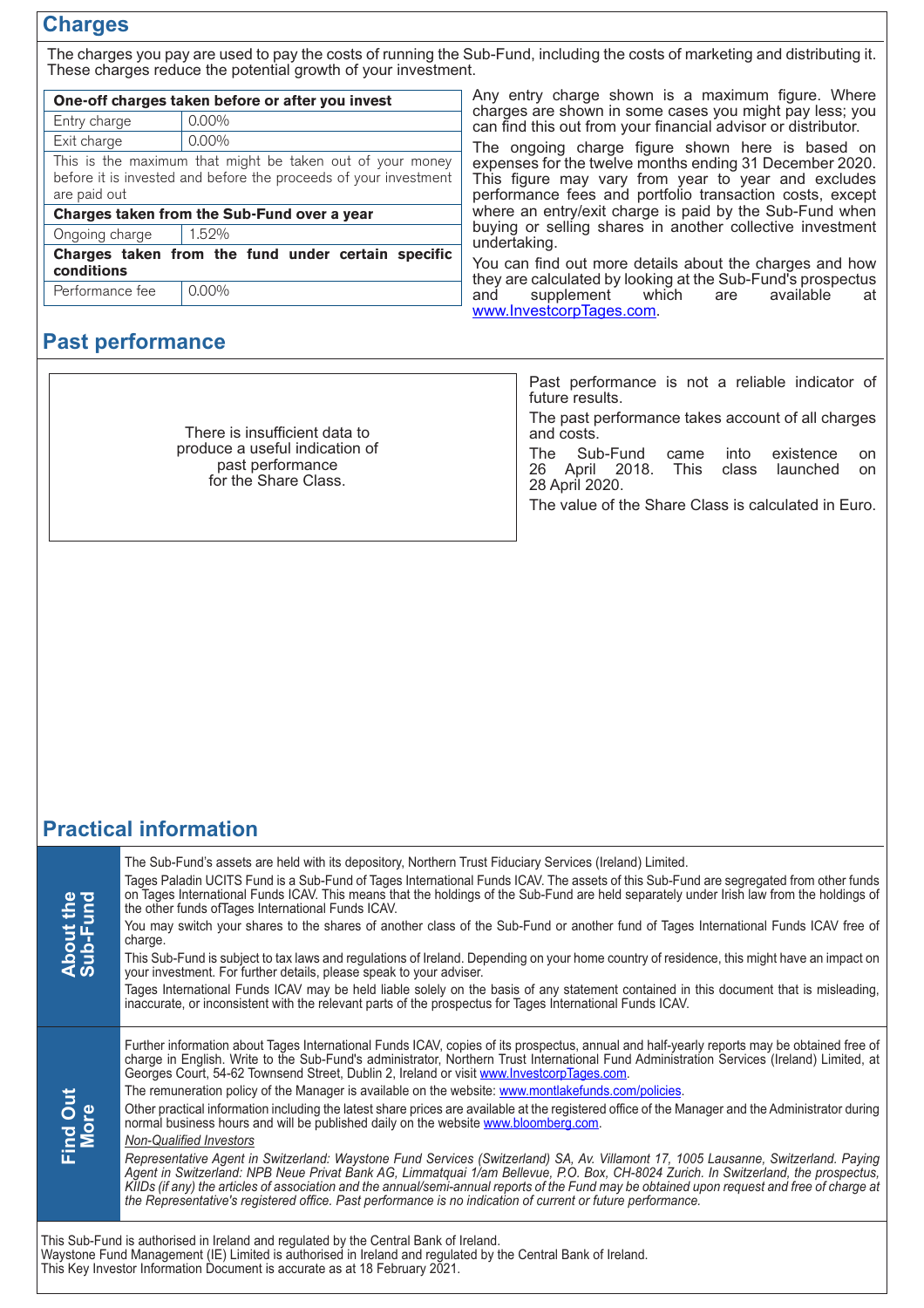## Charges

The charges you pay are used to pay the costs of running the Sub-Fund, including the costs of marketing and distributing it. These charges reduce the potential growth of your investment.

| One-off charges taken before or after you invest | |
|---|---|
| Entry charge | 0.00% |
| Exit charge | 0.00% |
| This is the maximum that might be taken out of your money before it is invested and before the proceeds of your investment are paid out | |
| **Charges taken from the Sub-Fund over a year** | |
| Ongoing charge | 1.52% |
| **Charges taken from the fund under certain specific conditions** | |
| Performance fee | 0.00% |

Any entry charge shown is a maximum figure. Where charges are shown in some cases you might pay less; you can find this out from your financial advisor or distributor.

The ongoing charge figure shown here is based on expenses for the twelve months ending 31 December 2020. This figure may vary from year to year and excludes performance fees and portfolio transaction costs, except where an entry/exit charge is paid by the Sub-Fund when buying or selling shares in another collective investment undertaking.

You can find out more details about the charges and how they are calculated by looking at the Sub-Fund's prospectus and supplement which are available at www.InvestcorpTages.com.

## Past performance

There is insufficient data to produce a useful indication of past performance for the Share Class.

Past performance is not a reliable indicator of future results.

The past performance takes account of all charges and costs.

The Sub-Fund came into existence on 26 April 2018. This class launched on 28 April 2020.

The value of the Share Class is calculated in Euro.

## Practical information

### About the Sub-Fund

The Sub-Fund's assets are held with its depository, Northern Trust Fiduciary Services (Ireland) Limited.

Tages Paladin UCITS Fund is a Sub-Fund of Tages International Funds ICAV. The assets of this Sub-Fund are segregated from other funds on Tages International Funds ICAV. This means that the holdings of the Sub-Fund are held separately under Irish law from the holdings of the other funds ofTages International Funds ICAV.

You may switch your shares to the shares of another class of the Sub-Fund or another fund of Tages International Funds ICAV free of charge.

This Sub-Fund is subject to tax laws and regulations of Ireland. Depending on your home country of residence, this might have an impact on your investment. For further details, please speak to your adviser.

Tages International Funds ICAV may be held liable solely on the basis of any statement contained in this document that is misleading, inaccurate, or inconsistent with the relevant parts of the prospectus for Tages International Funds ICAV.

### Find Out More

Further information about Tages International Funds ICAV, copies of its prospectus, annual and half-yearly reports may be obtained free of charge in English. Write to the Sub-Fund's administrator, Northern Trust International Fund Administration Services (Ireland) Limited, at Georges Court, 54-62 Townsend Street, Dublin 2, Ireland or visit www.InvestcorpTages.com.

The remuneration policy of the Manager is available on the website: www.montlakefunds.com/policies.

Other practical information including the latest share prices are available at the registered office of the Manager and the Administrator during normal business hours and will be published daily on the website www.bloomberg.com.

*Non-Qualified Investors*

*Representative Agent in Switzerland: Waystone Fund Services (Switzerland) SA, Av. Villamont 17, 1005 Lausanne, Switzerland. Paying Agent in Switzerland: NPB Neue Privat Bank AG, Limmatquai 1/am Bellevue, P.O. Box, CH-8024 Zurich. In Switzerland, the prospectus, KIIDs (if any) the articles of association and the annual/semi-annual reports of the Fund may be obtained upon request and free of charge at the Representative's registered office. Past performance is no indication of current or future performance.*

This Sub-Fund is authorised in Ireland and regulated by the Central Bank of Ireland.
Waystone Fund Management (IE) Limited is authorised in Ireland and regulated by the Central Bank of Ireland.
This Key Investor Information Document is accurate as at 18 February 2021.